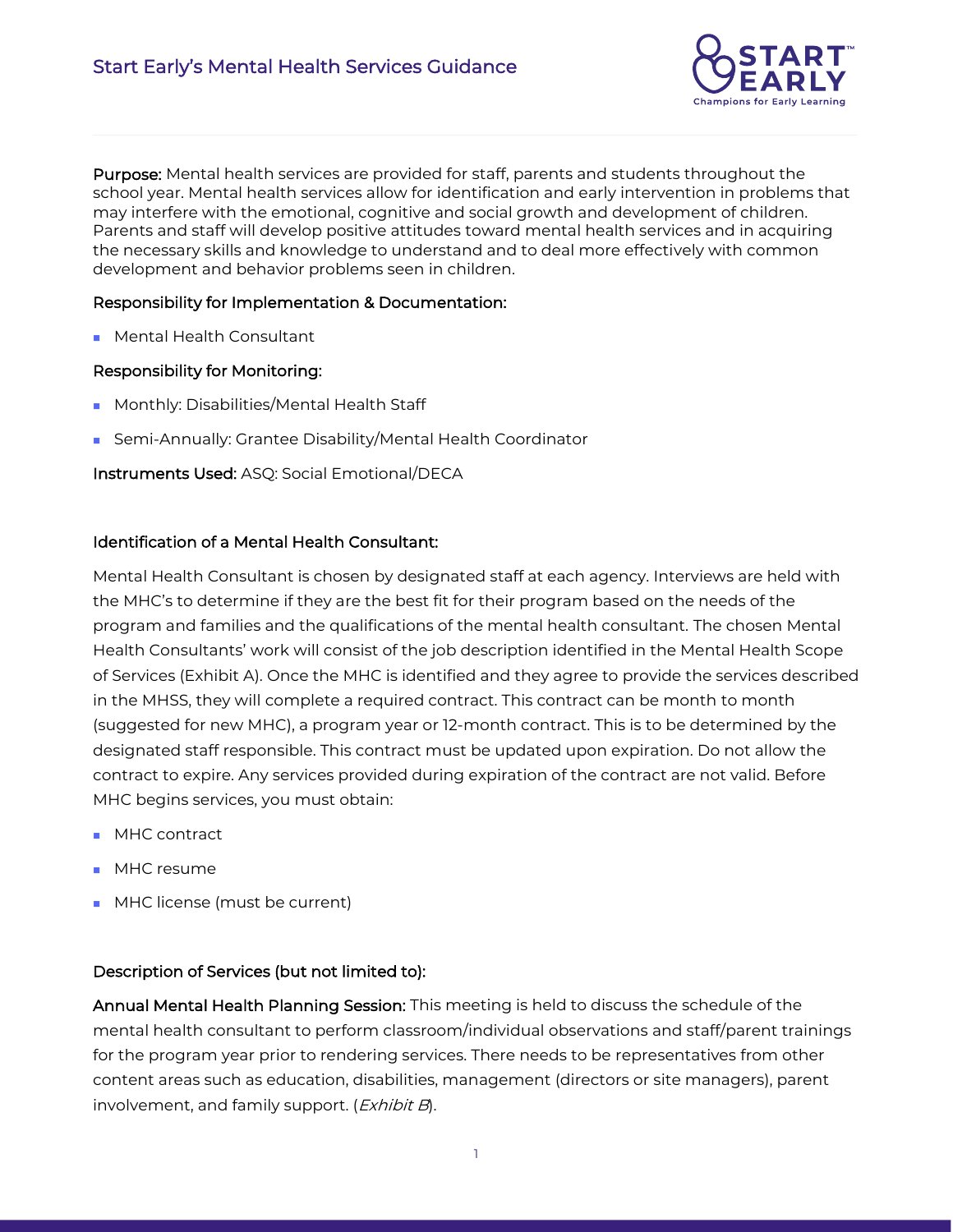# Start Early's Mental Health Services Guidance

**Purpose:** Mental health services are provided for staff, parents and students throughout the school year. Mental health services allow for identification and early intervention in problems that may interfere with the emotional, cognitive and social growth and development of children. Parents and staff will develop positive attitudes toward mental health services and in acquiring the necessary skills and knowledge to understand and to deal more effectively with common development and behavior problems seen in children.

**Responsibility for Implementation & Documentation:**

- Mental Health Consultant

**Responsibility for Monitoring:**

- Monthly: Disabilities/Mental Health Staff
- Semi-Annually: Grantee Disability/Mental Health Coordinator

**Instruments Used:** ASQ: Social Emotional/DECA

**Identification of a Mental Health Consultant:**

Mental Health Consultant is chosen by designated staff at each agency. Interviews are held with the MHC's to determine if they are the best fit for their program based on the needs of the program and families and the qualifications of the mental health consultant. The chosen Mental Health Consultants' work will consist of the job description identified in the Mental Health Scope of Services (Exhibit A). Once the MHC is identified and they agree to provide the services described in the MHSS, they will complete a required contract. This contract can be month to month (suggested for new MHC), a program year or 12-month contract. This is to be determined by the designated staff responsible. This contract must be updated upon expiration. Do not allow the contract to expire. Any services provided during expiration of the contract are not valid. Before MHC begins services, you must obtain:

- MHC contract
- MHC resume
- MHC license (must be current)

**Description of Services (but not limited to):**

**Annual Mental Health Planning Session:** This meeting is held to discuss the schedule of the mental health consultant to perform classroom/individual observations and staff/parent trainings for the program year prior to rendering services. There needs to be representatives from other content areas such as education, disabilities, management (directors or site managers), parent involvement, and family support. (*Exhibit B*).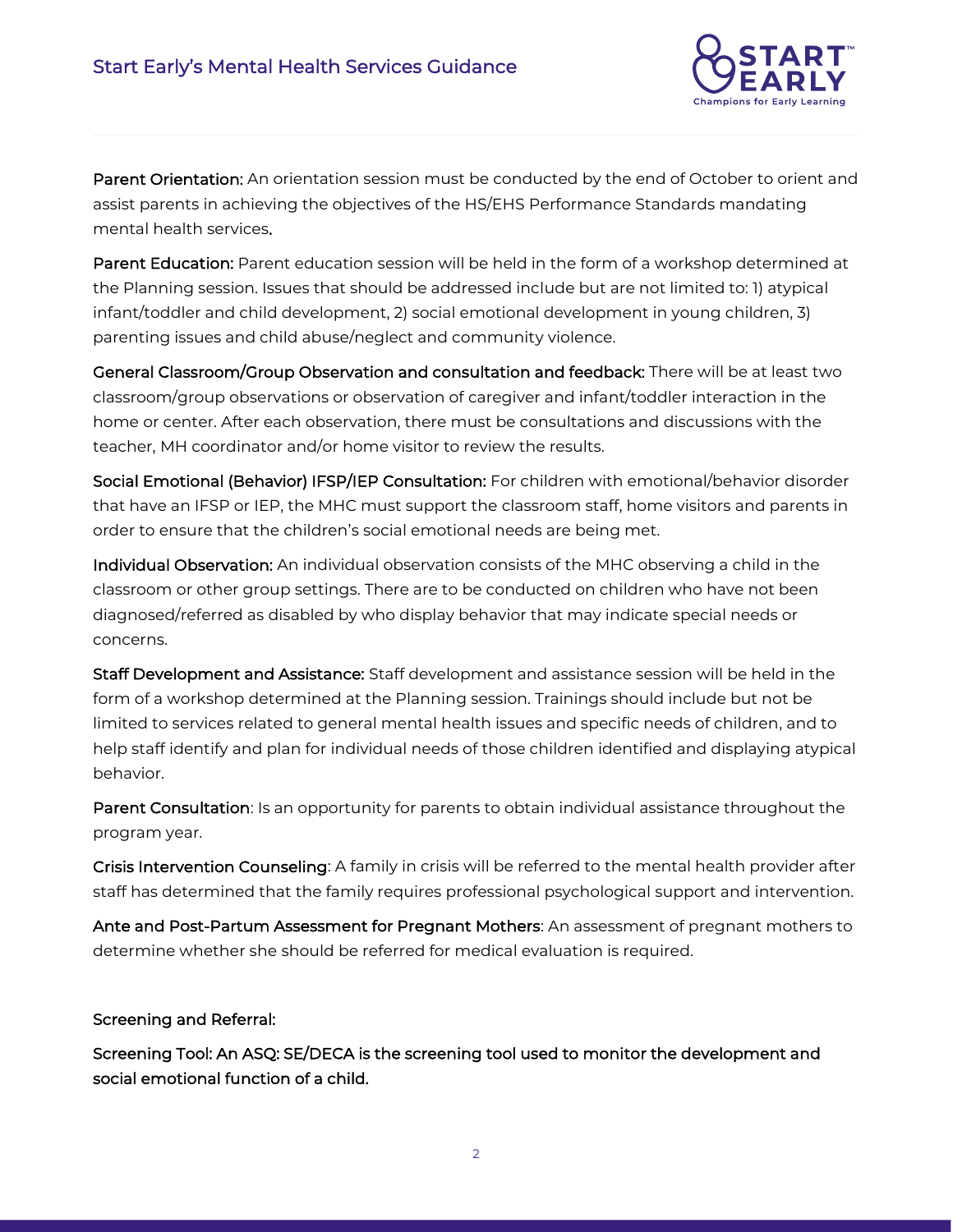**Parent Orientation:** An orientation session must be conducted by the end of October to orient and assist parents in achieving the objectives of the HS/EHS Performance Standards mandating mental health services.

**Parent Education:** Parent education session will be held in the form of a workshop determined at the Planning session. Issues that should be addressed include but are not limited to: 1) atypical infant/toddler and child development, 2) social emotional development in young children, 3) parenting issues and child abuse/neglect and community violence.

**General Classroom/Group Observation and consultation and feedback:** There will be at least two classroom/group observations or observation of caregiver and infant/toddler interaction in the home or center. After each observation, there must be consultations and discussions with the teacher, MH coordinator and/or home visitor to review the results.

**Social Emotional (Behavior) IFSP/IEP Consultation:** For children with emotional/behavior disorder that have an IFSP or IEP, the MHC must support the classroom staff, home visitors and parents in order to ensure that the children's social emotional needs are being met.

**Individual Observation:** An individual observation consists of the MHC observing a child in the classroom or other group settings. There are to be conducted on children who have not been diagnosed/referred as disabled by who display behavior that may indicate special needs or concerns.

**Staff Development and Assistance:** Staff development and assistance session will be held in the form of a workshop determined at the Planning session. Trainings should include but not be limited to services related to general mental health issues and specific needs of children, and to help staff identify and plan for individual needs of those children identified and displaying atypical behavior.

**Parent Consultation**: Is an opportunity for parents to obtain individual assistance throughout the program year.

**Crisis Intervention Counseling**: A family in crisis will be referred to the mental health provider after staff has determined that the family requires professional psychological support and intervention.

**Ante and Post-Partum Assessment for Pregnant Mothers**: An assessment of pregnant mothers to determine whether she should be referred for medical evaluation is required.

**Screening and Referral:**

**Screening Tool: An ASQ: SE/DECA is the screening tool used to monitor the development and social emotional function of a child.**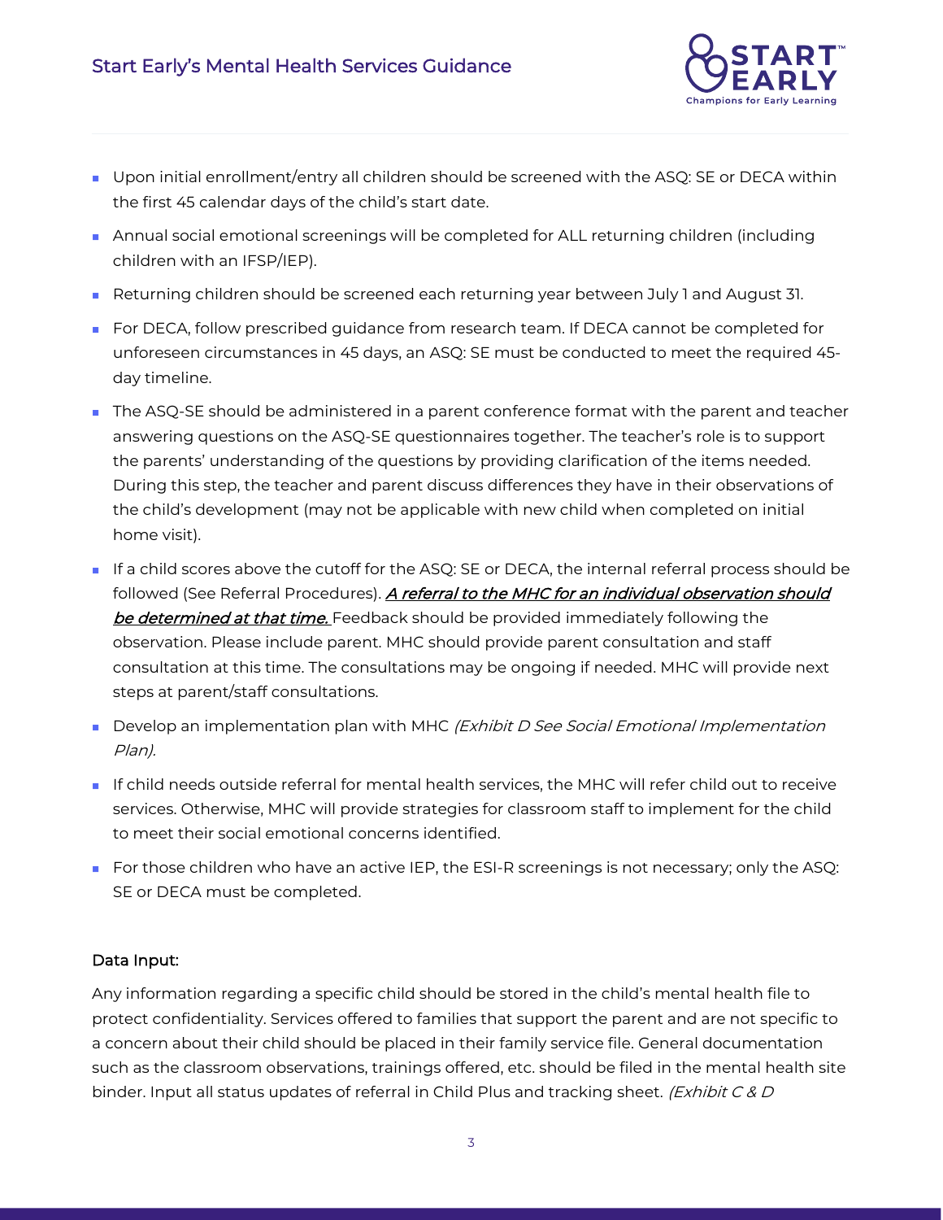- Upon initial enrollment/entry all children should be screened with the ASQ: SE or DECA within the first 45 calendar days of the child's start date.
- Annual social emotional screenings will be completed for ALL returning children (including children with an IFSP/IEP).
- Returning children should be screened each returning year between July 1 and August 31.
- For DECA, follow prescribed guidance from research team. If DECA cannot be completed for unforeseen circumstances in 45 days, an ASQ: SE must be conducted to meet the required 45-day timeline.
- The ASQ-SE should be administered in a parent conference format with the parent and teacher answering questions on the ASQ-SE questionnaires together. The teacher's role is to support the parents' understanding of the questions by providing clarification of the items needed. During this step, the teacher and parent discuss differences they have in their observations of the child's development (may not be applicable with new child when completed on initial home visit).
- If a child scores above the cutoff for the ASQ: SE or DECA, the internal referral process should be followed (See Referral Procedures). ***A referral to the MHC for an individual observation should be determined at that time.*** Feedback should be provided immediately following the observation. Please include parent. MHC should provide parent consultation and staff consultation at this time. The consultations may be ongoing if needed. MHC will provide next steps at parent/staff consultations.
- Develop an implementation plan with MHC *(Exhibit D See Social Emotional Implementation Plan).*
- If child needs outside referral for mental health services, the MHC will refer child out to receive services. Otherwise, MHC will provide strategies for classroom staff to implement for the child to meet their social emotional concerns identified.
- For those children who have an active IEP, the ESI-R screenings is not necessary; only the ASQ: SE or DECA must be completed.

### Data Input:

Any information regarding a specific child should be stored in the child's mental health file to protect confidentiality. Services offered to families that support the parent and are not specific to a concern about their child should be placed in their family service file. General documentation such as the classroom observations, trainings offered, etc. should be filed in the mental health site binder. Input all status updates of referral in Child Plus and tracking sheet. *(Exhibit C & D*